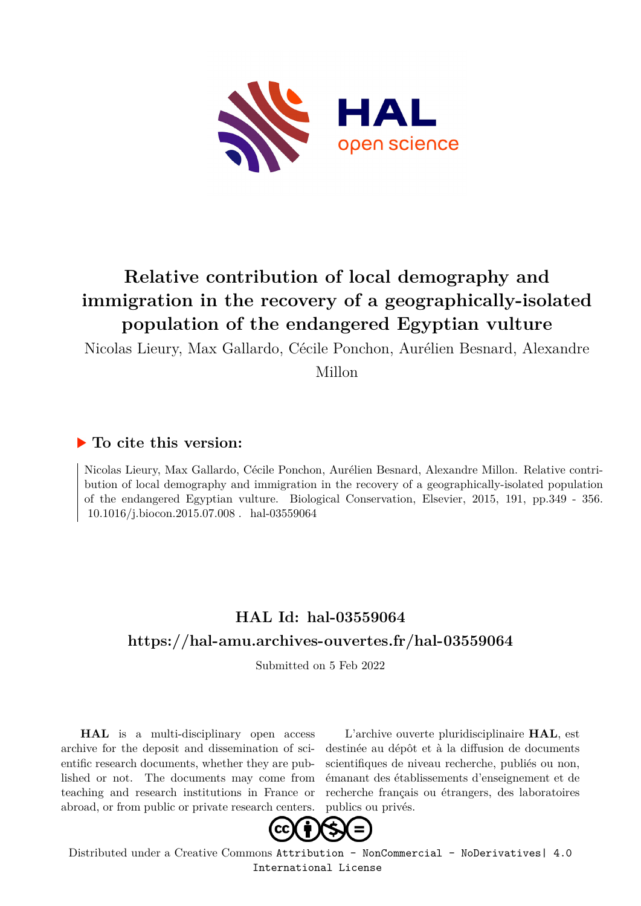# Relative contribution of local demography and immigration in the recovery of a geographically-isolated population of the endangered Egyptian vulture

Nicolas Lieury, Max Gallardo, Cécile Ponchon, Aurélien Besnard, Alexandre Millon

## ▶ To cite this version:

Nicolas Lieury, Max Gallardo, Cécile Ponchon, Aurélien Besnard, Alexandre Millon. Relative contribution of local demography and immigration in the recovery of a geographically-isolated population of the endangered Egyptian vulture. Biological Conservation, Elsevier, 2015, 191, pp.349 - 356. 10.1016/j.biocon.2015.07.008 . hal-03559064

## HAL Id: hal-03559064

## https://hal-amu.archives-ouvertes.fr/hal-03559064

Submitted on 5 Feb 2022

**HAL** is a multi-disciplinary open access archive for the deposit and dissemination of scientific research documents, whether they are published or not. The documents may come from teaching and research institutions in France or abroad, or from public or private research centers.

L'archive ouverte pluridisciplinaire **HAL**, est destinée au dépôt et à la diffusion de documents scientifiques de niveau recherche, publiés ou non, émanant des établissements d'enseignement et de recherche français ou étrangers, des laboratoires publics ou privés.

Distributed under a Creative Commons Attribution - NonCommercial - NoDerivatives| 4.0 International License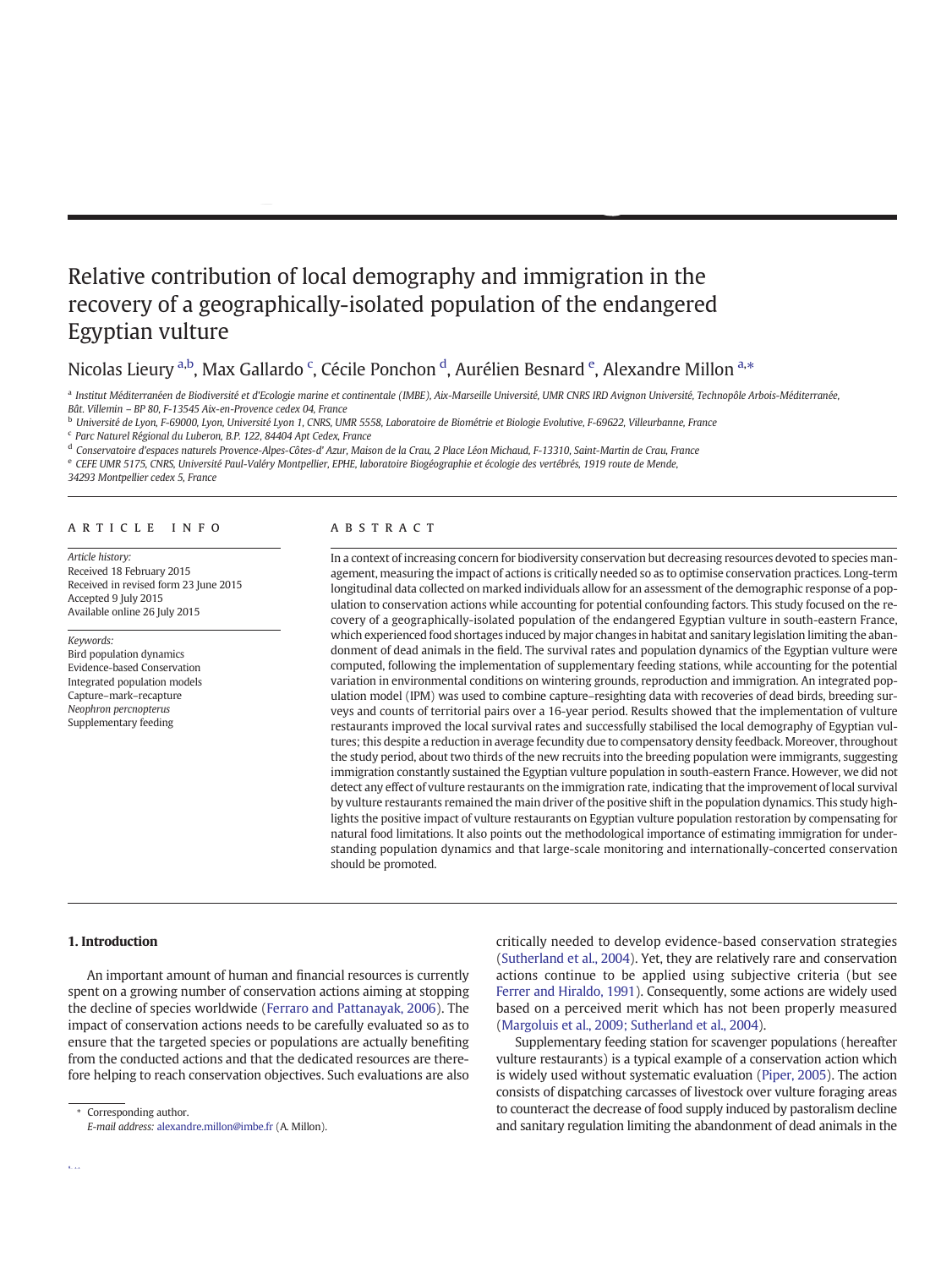# Relative contribution of local demography and immigration in the recovery of a geographically-isolated population of the endangered Egyptian vulture

Nicolas Lieury [a,b], Max Gallardo [c], Cécile Ponchon [d], Aurélien Besnard [e], Alexandre Millon [a,*]

[a] Institut Méditerranéen de Biodiversité et d'Ecologie marine et continentale (IMBE), Aix-Marseille Université, UMR CNRS IRD Avignon Université, Technopôle Arbois-Méditerranée, Bât. Villemin – BP 80, F-13545 Aix-en-Provence cedex 04, France

[b] Université de Lyon, F-69000, Lyon, Université Lyon 1, CNRS, UMR 5558, Laboratoire de Biométrie et Biologie Evolutive, F-69622, Villeurbanne, France

[c] Parc Naturel Régional du Luberon, B.P. 122, 84404 Apt Cedex, France

[d] Conservatoire d'espaces naturels Provence-Alpes-Côtes-d' Azur, Maison de la Crau, 2 Place Léon Michaud, F-13310, Saint-Martin de Crau, France

[e] CEFE UMR 5175, CNRS, Université Paul-Valéry Montpellier, EPHE, laboratoire Biogéographie et écologie des vertébrés, 1919 route de Mende, 34293 Montpellier cedex 5, France

## ARTICLE INFO

*Article history:*
Received 18 February 2015
Received in revised form 23 June 2015
Accepted 9 July 2015
Available online 26 July 2015

*Keywords:*
Bird population dynamics
Evidence-based Conservation
Integrated population models
Capture–mark–recapture
*Neophron percnopterus*
Supplementary feeding

## ABSTRACT

In a context of increasing concern for biodiversity conservation but decreasing resources devoted to species management, measuring the impact of actions is critically needed so as to optimise conservation practices. Long-term longitudinal data collected on marked individuals allow for an assessment of the demographic response of a population to conservation actions while accounting for potential confounding factors. This study focused on the recovery of a geographically-isolated population of the endangered Egyptian vulture in south-eastern France, which experienced food shortages induced by major changes in habitat and sanitary legislation limiting the abandonment of dead animals in the field. The survival rates and population dynamics of the Egyptian vulture were computed, following the implementation of supplementary feeding stations, while accounting for the potential variation in environmental conditions on wintering grounds, reproduction and immigration. An integrated population model (IPM) was used to combine capture–resighting data with recoveries of dead birds, breeding surveys and counts of territorial pairs over a 16-year period. Results showed that the implementation of vulture restaurants improved the local survival rates and successfully stabilised the local demography of Egyptian vultures; this despite a reduction in average fecundity due to compensatory density feedback. Moreover, throughout the study period, about two thirds of the new recruits into the breeding population were immigrants, suggesting immigration constantly sustained the Egyptian vulture population in south-eastern France. However, we did not detect any effect of vulture restaurants on the immigration rate, indicating that the improvement of local survival by vulture restaurants remained the main driver of the positive shift in the population dynamics. This study highlights the positive impact of vulture restaurants on Egyptian vulture population restoration by compensating for natural food limitations. It also points out the methodological importance of estimating immigration for understanding population dynamics and that large-scale monitoring and internationally-concerted conservation should be promoted.

## 1. Introduction

An important amount of human and financial resources is currently spent on a growing number of conservation actions aiming at stopping the decline of species worldwide (Ferraro and Pattanayak, 2006). The impact of conservation actions needs to be carefully evaluated so as to ensure that the targeted species or populations are actually benefiting from the conducted actions and that the dedicated resources are therefore helping to reach conservation objectives. Such evaluations are also critically needed to develop evidence-based conservation strategies (Sutherland et al., 2004). Yet, they are relatively rare and conservation actions continue to be applied using subjective criteria (but see Ferrer and Hiraldo, 1991). Consequently, some actions are widely used based on a perceived merit which has not been properly measured (Margoluis et al., 2009; Sutherland et al., 2004).

Supplementary feeding station for scavenger populations (hereafter vulture restaurants) is a typical example of a conservation action which is widely used without systematic evaluation (Piper, 2005). The action consists of dispatching carcasses of livestock over vulture foraging areas to counteract the decrease of food supply induced by pastoralism decline and sanitary regulation limiting the abandonment of dead animals in the

* Corresponding author.
E-mail address: alexandre.millon@imbe.fr (A. Millon).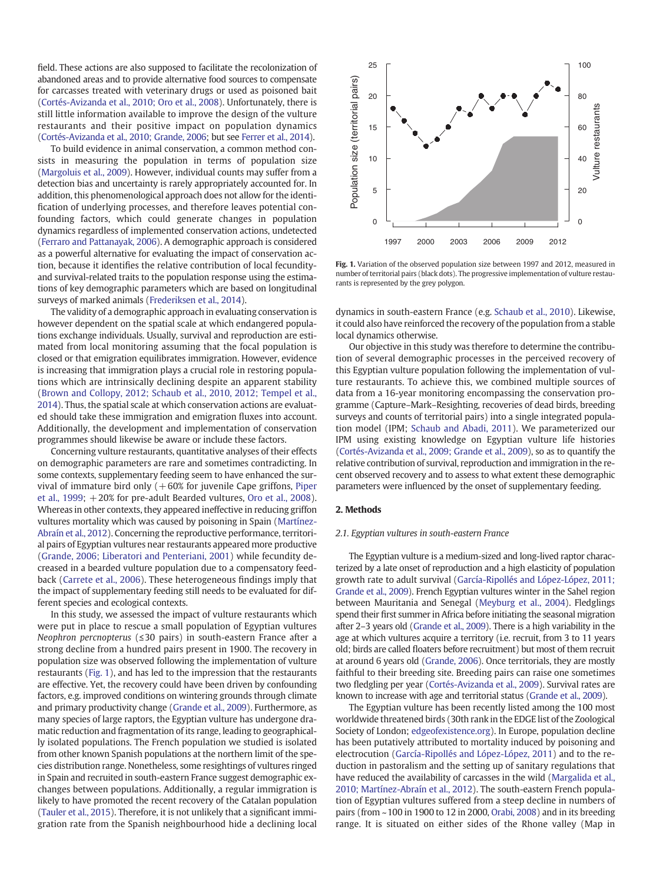field. These actions are also supposed to facilitate the recolonization of abandoned areas and to provide alternative food sources to compensate for carcasses treated with veterinary drugs or used as poisoned bait (Cortés-Avizanda et al., 2010; Oro et al., 2008). Unfortunately, there is still little information available to improve the design of the vulture restaurants and their positive impact on population dynamics (Cortés-Avizanda et al., 2010; Grande, 2006; but see Ferrer et al., 2014).

To build evidence in animal conservation, a common method consists in measuring the population in terms of population size (Margoluis et al., 2009). However, individual counts may suffer from a detection bias and uncertainty is rarely appropriately accounted for. In addition, this phenomenological approach does not allow for the identification of underlying processes, and therefore leaves potential confounding factors, which could generate changes in population dynamics regardless of implemented conservation actions, undetected (Ferraro and Pattanayak, 2006). A demographic approach is considered as a powerful alternative for evaluating the impact of conservation action, because it identifies the relative contribution of local fecundity- and survival-related traits to the population response using the estimations of key demographic parameters which are based on longitudinal surveys of marked animals (Frederiksen et al., 2014).

The validity of a demographic approach in evaluating conservation is however dependent on the spatial scale at which endangered populations exchange individuals. Usually, survival and reproduction are estimated from local monitoring assuming that the focal population is closed or that emigration equilibrates immigration. However, evidence is increasing that immigration plays a crucial role in restoring populations which are intrinsically declining despite an apparent stability (Brown and Collopy, 2012; Schaub et al., 2010, 2012; Tempel et al., 2014). Thus, the spatial scale at which conservation actions are evaluated should take these immigration and emigration fluxes into account. Additionally, the development and implementation of conservation programmes should likewise be aware or include these factors.

Concerning vulture restaurants, quantitative analyses of their effects on demographic parameters are rare and sometimes contradicting. In some contexts, supplementary feeding seem to have enhanced the survival of immature bird only (+60% for juvenile Cape griffons, Piper et al., 1999; +20% for pre-adult Bearded vultures, Oro et al., 2008). Whereas in other contexts, they appeared ineffective in reducing griffon vultures mortality which was caused by poisoning in Spain (Martínez-Abraín et al., 2012). Concerning the reproductive performance, territorial pairs of Egyptian vultures near restaurants appeared more productive (Grande, 2006; Liberatori and Penteriani, 2001) while fecundity decreased in a bearded vulture population due to a compensatory feedback (Carrete et al., 2006). These heterogeneous findings imply that the impact of supplementary feeding still needs to be evaluated for different species and ecological contexts.

In this study, we assessed the impact of vulture restaurants which were put in place to rescue a small population of Egyptian vultures *Neophron percnopterus* (≤30 pairs) in south-eastern France after a strong decline from a hundred pairs present in 1900. The recovery in population size was observed following the implementation of vulture restaurants (Fig. 1), and has led to the impression that the restaurants are effective. Yet, the recovery could have been driven by confounding factors, e.g. improved conditions on wintering grounds through climate and primary productivity change (Grande et al., 2009). Furthermore, as many species of large raptors, the Egyptian vulture has undergone dramatic reduction and fragmentation of its range, leading to geographically isolated populations. The French population we studied is isolated from other known Spanish populations at the northern limit of the species distribution range. Nonetheless, some resightings of vultures ringed in Spain and recruited in south-eastern France suggest demographic exchanges between populations. Additionally, a regular immigration is likely to have promoted the recent recovery of the Catalan population (Tauler et al., 2015). Therefore, it is not unlikely that a significant immigration rate from the Spanish neighbourhood hide a declining local dynamics in south-eastern France (e.g. Schaub et al., 2010). Likewise, it could also have reinforced the recovery of the population from a stable local dynamics otherwise.

**Fig. 1.** Variation of the observed population size between 1997 and 2012, measured in number of territorial pairs (black dots). The progressive implementation of vulture restaurants is represented by the grey polygon.

Our objective in this study was therefore to determine the contribution of several demographic processes in the perceived recovery of this Egyptian vulture population following the implementation of vulture restaurants. To achieve this, we combined multiple sources of data from a 16-year monitoring encompassing the conservation programme (Capture–Mark–Resighting, recoveries of dead birds, breeding surveys and counts of territorial pairs) into a single integrated population model (IPM; Schaub and Abadi, 2011). We parameterized our IPM using existing knowledge on Egyptian vulture life histories (Cortés-Avizanda et al., 2009; Grande et al., 2009), so as to quantify the relative contribution of survival, reproduction and immigration in the recent observed recovery and to assess to what extent these demographic parameters were influenced by the onset of supplementary feeding.

## 2. Methods

### 2.1. Egyptian vultures in south-eastern France

The Egyptian vulture is a medium-sized and long-lived raptor characterized by a late onset of reproduction and a high elasticity of population growth rate to adult survival (García-Ripollés and López-López, 2011; Grande et al., 2009). French Egyptian vultures winter in the Sahel region between Mauritania and Senegal (Meyburg et al., 2004). Fledglings spend their first summer in Africa before initiating the seasonal migration after 2–3 years old (Grande et al., 2009). There is a high variability in the age at which vultures acquire a territory (i.e. recruit, from 3 to 11 years old; birds are called floaters before recruitment) but most of them recruit at around 6 years old (Grande, 2006). Once territorials, they are mostly faithful to their breeding site. Breeding pairs can raise one sometimes two fledgling per year (Cortés-Avizanda et al., 2009). Survival rates are known to increase with age and territorial status (Grande et al., 2009).

The Egyptian vulture has been recently listed among the 100 most worldwide threatened birds (30th rank in the EDGE list of the Zoological Society of London; edgeofexistence.org). In Europe, population decline has been putatively attributed to mortality induced by poisoning and electrocution (García-Ripollés and López-López, 2011) and to the reduction in pastoralism and the setting up of sanitary regulations that have reduced the availability of carcasses in the wild (Margalida et al., 2010; Martínez-Abraín et al., 2012). The south-eastern French population of Egyptian vultures suffered from a steep decline in numbers of pairs (from ~100 in 1900 to 12 in 2000, Orabi, 2008) and in its breeding range. It is situated on either sides of the Rhone valley (Map in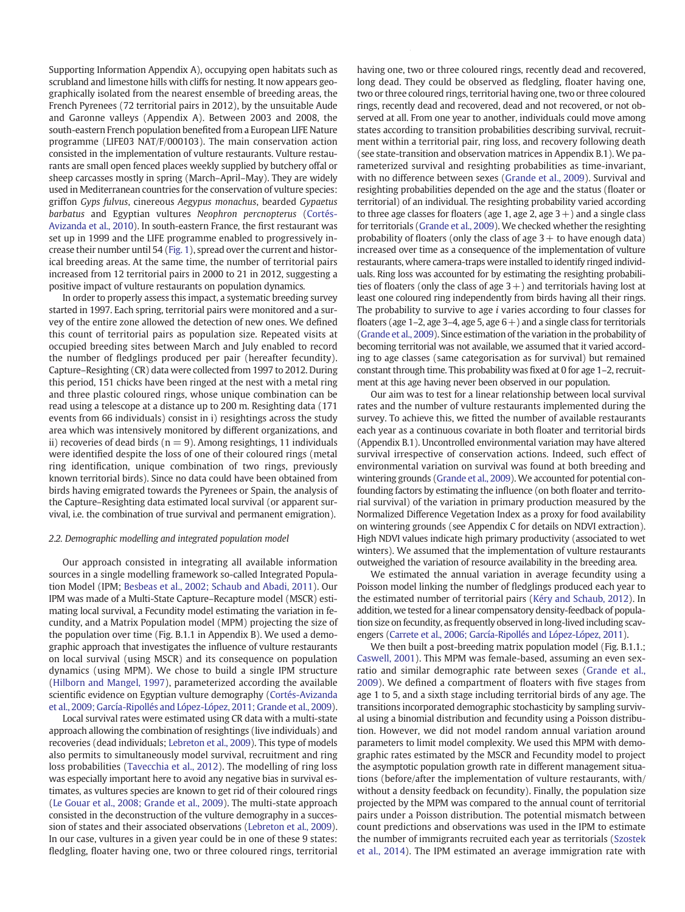Supporting Information Appendix A), occupying open habitats such as scrubland and limestone hills with cliffs for nesting. It now appears geographically isolated from the nearest ensemble of breeding areas, the French Pyrenees (72 territorial pairs in 2012), by the unsuitable Aude and Garonne valleys (Appendix A). Between 2003 and 2008, the south-eastern French population benefited from a European LIFE Nature programme (LIFE03 NAT/F/000103). The main conservation action consisted in the implementation of vulture restaurants. Vulture restaurants are small open fenced places weekly supplied by butchery offal or sheep carcasses mostly in spring (March–April–May). They are widely used in Mediterranean countries for the conservation of vulture species: griffon *Gyps fulvus*, cinereous *Aegypus monachus*, bearded *Gypaetus barbatus* and Egyptian vultures *Neophron percnopterus* (Cortés-Avizanda et al., 2010). In south-eastern France, the first restaurant was set up in 1999 and the LIFE programme enabled to progressively increase their number until 54 (Fig. 1), spread over the current and historical breeding areas. At the same time, the number of territorial pairs increased from 12 territorial pairs in 2000 to 21 in 2012, suggesting a positive impact of vulture restaurants on population dynamics.

In order to properly assess this impact, a systematic breeding survey started in 1997. Each spring, territorial pairs were monitored and a survey of the entire zone allowed the detection of new ones. We defined this count of territorial pairs as population size. Repeated visits at occupied breeding sites between March and July enabled to record the number of fledglings produced per pair (hereafter fecundity). Capture–Resighting (CR) data were collected from 1997 to 2012. During this period, 151 chicks have been ringed at the nest with a metal ring and three plastic coloured rings, whose unique combination can be read using a telescope at a distance up to 200 m. Resighting data (171 events from 66 individuals) consist in i) resightings across the study area which was intensively monitored by different organizations, and ii) recoveries of dead birds ($n = 9$). Among resightings, 11 individuals were identified despite the loss of one of their coloured rings (metal ring identification, unique combination of two rings, previously known territorial birds). Since no data could have been obtained from birds having emigrated towards the Pyrenees or Spain, the analysis of the Capture–Resighting data estimated local survival (or apparent survival, i.e. the combination of true survival and permanent emigration).

### 2.2. Demographic modelling and integrated population model

Our approach consisted in integrating all available information sources in a single modelling framework so-called Integrated Population Model (IPM; Besbeas et al., 2002; Schaub and Abadi, 2011). Our IPM was made of a Multi-State Capture–Recapture model (MSCR) estimating local survival, a Fecundity model estimating the variation in fecundity, and a Matrix Population model (MPM) projecting the size of the population over time (Fig. B.1.1 in Appendix B). We used a demographic approach that investigates the influence of vulture restaurants on local survival (using MSCR) and its consequence on population dynamics (using MPM). We chose to build a single IPM structure (Hilborn and Mangel, 1997), parameterized according the available scientific evidence on Egyptian vulture demography (Cortés-Avizanda et al., 2009; García-Ripollés and López-López, 2011; Grande et al., 2009).

Local survival rates were estimated using CR data with a multi-state approach allowing the combination of resightings (live individuals) and recoveries (dead individuals; Lebreton et al., 2009). This type of models also permits to simultaneously model survival, recruitment and ring loss probabilities (Tavecchia et al., 2012). The modelling of ring loss was especially important here to avoid any negative bias in survival estimates, as vultures species are known to get rid of their coloured rings (Le Gouar et al., 2008; Grande et al., 2009). The multi-state approach consisted in the deconstruction of the vulture demography in a succession of states and their associated observations (Lebreton et al., 2009). In our case, vultures in a given year could be in one of these 9 states: fledgling, floater having one, two or three coloured rings, territorial having one, two or three coloured rings, recently dead and recovered, long dead. They could be observed as fledgling, floater having one, two or three coloured rings, territorial having one, two or three coloured rings, recently dead and recovered, dead and not recovered, or not observed at all. From one year to another, individuals could move among states according to transition probabilities describing survival, recruitment within a territorial pair, ring loss, and recovery following death (see state-transition and observation matrices in Appendix B.1). We parameterized survival and resighting probabilities as time-invariant, with no difference between sexes (Grande et al., 2009). Survival and resighting probabilities depended on the age and the status (floater or territorial) of an individual. The resighting probability varied according to three age classes for floaters (age 1, age 2, age 3+) and a single class for territorials (Grande et al., 2009). We checked whether the resighting probability of floaters (only the class of age 3+ to have enough data) increased over time as a consequence of the implementation of vulture restaurants, where camera-traps were installed to identify ringed individuals. Ring loss was accounted for by estimating the resighting probabilities of floaters (only the class of age 3+) and territorials having lost at least one coloured ring independently from birds having all their rings. The probability to survive to age $i$ varies according to four classes for floaters (age 1–2, age 3–4, age 5, age 6+) and a single class for territorials (Grande et al., 2009). Since estimation of the variation in the probability of becoming territorial was not available, we assumed that it varied according to age classes (same categorisation as for survival) but remained constant through time. This probability was fixed at 0 for age 1–2, recruitment at this age having never been observed in our population.

Our aim was to test for a linear relationship between local survival rates and the number of vulture restaurants implemented during the survey. To achieve this, we fitted the number of available restaurants each year as a continuous covariate in both floater and territorial birds (Appendix B.1). Uncontrolled environmental variation may have altered survival irrespective of conservation actions. Indeed, such effect of environmental variation on survival was found at both breeding and wintering grounds (Grande et al., 2009). We accounted for potential confounding factors by estimating the influence (on both floater and territorial survival) of the variation in primary production measured by the Normalized Difference Vegetation Index as a proxy for food availability on wintering grounds (see Appendix C for details on NDVI extraction). High NDVI values indicate high primary productivity (associated to wet winters). We assumed that the implementation of vulture restaurants outweighed the variation of resource availability in the breeding area.

We estimated the annual variation in average fecundity using a Poisson model linking the number of fledglings produced each year to the estimated number of territorial pairs (Kéry and Schaub, 2012). In addition, we tested for a linear compensatory density-feedback of population size on fecundity, as frequently observed in long-lived including scavengers (Carrete et al., 2006; García-Ripollés and López-López, 2011).

We then built a post-breeding matrix population model (Fig. B.1.1.; Caswell, 2001). This MPM was female-based, assuming an even sex-ratio and similar demographic rate between sexes (Grande et al., 2009). We defined a compartment of floaters with five stages from age 1 to 5, and a sixth stage including territorial birds of any age. The transitions incorporated demographic stochasticity by sampling survival using a binomial distribution and fecundity using a Poisson distribution. However, we did not model random annual variation around parameters to limit model complexity. We used this MPM with demographic rates estimated by the MSCR and Fecundity model to project the asymptotic population growth rate in different management situations (before/after the implementation of vulture restaurants, with/without a density feedback on fecundity). Finally, the population size projected by the MPM was compared to the annual count of territorial pairs under a Poisson distribution. The potential mismatch between count predictions and observations was used in the IPM to estimate the number of immigrants recruited each year as territorials (Szostek et al., 2014). The IPM estimated an average immigration rate with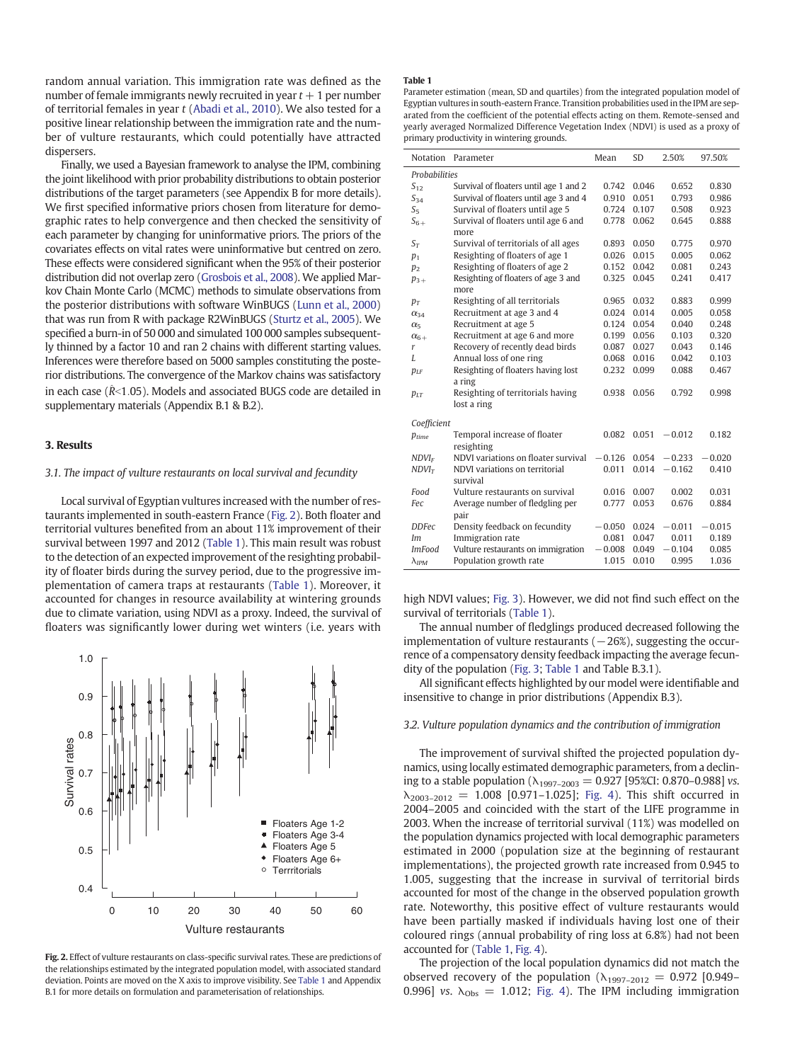random annual variation. This immigration rate was defined as the number of female immigrants newly recruited in year $t + 1$ per number of territorial females in year $t$ (Abadi et al., 2010). We also tested for a positive linear relationship between the immigration rate and the number of vulture restaurants, which could potentially have attracted dispersers.

Finally, we used a Bayesian framework to analyse the IPM, combining the joint likelihood with prior probability distributions to obtain posterior distributions of the target parameters (see Appendix B for more details). We first specified informative priors chosen from literature for demographic rates to help convergence and then checked the sensitivity of each parameter by changing for uninformative priors. The priors of the covariates effects on vital rates were uninformative but centred on zero. These effects were considered significant when the 95% of their posterior distribution did not overlap zero (Grosbois et al., 2008). We applied Markov Chain Monte Carlo (MCMC) methods to simulate observations from the posterior distributions with software WinBUGS (Lunn et al., 2000) that was run from R with package R2WinBUGS (Sturtz et al., 2005). We specified a burn-in of 50 000 and simulated 100 000 samples subsequently thinned by a factor 10 and ran 2 chains with different starting values. Inferences were therefore based on 5000 samples constituting the posterior distributions. The convergence of the Markov chains was satisfactory in each case ($\hat{R}$<1.05). Models and associated BUGS code are detailed in supplementary materials (Appendix B.1 & B.2).

## 3. Results

### 3.1. The impact of vulture restaurants on local survival and fecundity

Local survival of Egyptian vultures increased with the number of restaurants implemented in south-eastern France (Fig. 2). Both floater and territorial vultures benefited from an about 11% improvement of their survival between 1997 and 2012 (Table 1). This main result was robust to the detection of an expected improvement of the resighting probability of floater birds during the survey period, due to the progressive implementation of camera traps at restaurants (Table 1). Moreover, it accounted for changes in resource availability at wintering grounds due to climate variation, using NDVI as a proxy. Indeed, the survival of floaters was significantly lower during wet winters (i.e. years with high NDVI values; Fig. 3). However, we did not find such effect on the survival of territorials (Table 1).

**Fig. 2.** Effect of vulture restaurants on class-specific survival rates. These are predictions of the relationships estimated by the integrated population model, with associated standard deviation. Points are moved on the X axis to improve visibility. See Table 1 and Appendix B.1 for more details on formulation and parameterisation of relationships.

**Table 1**
Parameter estimation (mean, SD and quartiles) from the integrated population model of Egyptian vultures in south-eastern France. Transition probabilities used in the IPM are separated from the coefficient of the potential effects acting on them. Remote-sensed and yearly averaged Normalized Difference Vegetation Index (NDVI) is used as a proxy of primary productivity in wintering grounds.

| Notation | Parameter | Mean | SD | 2.50% | 97.50% |
|---|---|---|---|---|---|
| *Probabilities* | | | | | |
| $S_{12}$ | Survival of floaters until age 1 and 2 | 0.742 | 0.046 | 0.652 | 0.830 |
| $S_{34}$ | Survival of floaters until age 3 and 4 | 0.910 | 0.051 | 0.793 | 0.986 |
| $S_5$ | Survival of floaters until age 5 | 0.724 | 0.107 | 0.508 | 0.923 |
| $S_{6+}$ | Survival of floaters until age 6 and more | 0.778 | 0.062 | 0.645 | 0.888 |
| $S_T$ | Survival of territorials of all ages | 0.893 | 0.050 | 0.775 | 0.970 |
| $p_1$ | Resighting of floaters of age 1 | 0.026 | 0.015 | 0.005 | 0.062 |
| $p_2$ | Resighting of floaters of age 2 | 0.152 | 0.042 | 0.081 | 0.243 |
| $p_{3+}$ | Resighting of floaters of age 3 and more | 0.325 | 0.045 | 0.241 | 0.417 |
| $p_T$ | Resighting of all territorials | 0.965 | 0.032 | 0.883 | 0.999 |
| $\alpha_{34}$ | Recruitment at age 3 and 4 | 0.024 | 0.014 | 0.005 | 0.058 |
| $\alpha_5$ | Recruitment at age 5 | 0.124 | 0.054 | 0.040 | 0.248 |
| $\alpha_{6+}$ | Recruitment at age 6 and more | 0.199 | 0.056 | 0.103 | 0.320 |
| $r$ | Recovery of recently dead birds | 0.087 | 0.027 | 0.043 | 0.146 |
| $L$ | Annual loss of one ring | 0.068 | 0.016 | 0.042 | 0.103 |
| $p_{LF}$ | Resighting of floaters having lost a ring | 0.232 | 0.099 | 0.088 | 0.467 |
| $p_{LT}$ | Resighting of territorials having lost a ring | 0.938 | 0.056 | 0.792 | 0.998 |
| *Coefficient* | | | | | |
| $p_{time}$ | Temporal increase of floater resighting | 0.082 | 0.051 | −0.012 | 0.182 |
| $NDVI_F$ | NDVI variations on floater survival | −0.126 | 0.054 | −0.233 | −0.020 |
| $NDVI_T$ | NDVI variations on territorial survival | 0.011 | 0.014 | −0.162 | 0.410 |
| $Food$ | Vulture restaurants on survival | 0.016 | 0.007 | 0.002 | 0.031 |
| $Fec$ | Average number of fledgling per pair | 0.777 | 0.053 | 0.676 | 0.884 |
| $DDFec$ | Density feedback on fecundity | −0.050 | 0.024 | −0.011 | −0.015 |
| $Im$ | Immigration rate | 0.081 | 0.047 | 0.011 | 0.189 |
| $ImFood$ | Vulture restaurants on immigration | −0.008 | 0.049 | −0.104 | 0.085 |
| $\lambda_{IPM}$ | Population growth rate | 1.015 | 0.010 | 0.995 | 1.036 |

The annual number of fledglings produced decreased following the implementation of vulture restaurants (−26%), suggesting the occurrence of a compensatory density feedback impacting the average fecundity of the population (Fig. 3; Table 1 and Table B.3.1).

All significant effects highlighted by our model were identifiable and insensitive to change in prior distributions (Appendix B.3).

### 3.2. Vulture population dynamics and the contribution of immigration

The improvement of survival shifted the projected population dynamics, using locally estimated demographic parameters, from a declining to a stable population ($\lambda_{1997–2003} = 0.927$ [95%CI: 0.870–0.988] *vs.* $\lambda_{2003–2012} = 1.008$ [0.971–1.025]; Fig. 4). This shift occurred in 2004–2005 and coincided with the start of the LIFE programme in 2003. When the increase of territorial survival (11%) was modelled on the population dynamics projected with local demographic parameters estimated in 2000 (population size at the beginning of restaurant implementations), the projected growth rate increased from 0.945 to 1.005, suggesting that the increase in survival of territorial birds accounted for most of the change in the observed population growth rate. Noteworthy, this positive effect of vulture restaurants would have been partially masked if individuals having lost one of their coloured rings (annual probability of ring loss at 6.8%) had not been accounted for (Table 1, Fig. 4).

The projection of the local population dynamics did not match the observed recovery of the population ($\lambda_{1997–2012} = 0.972$ [0.949–0.996] *vs.* $\lambda_{Obs} = 1.012$; Fig. 4). The IPM including immigration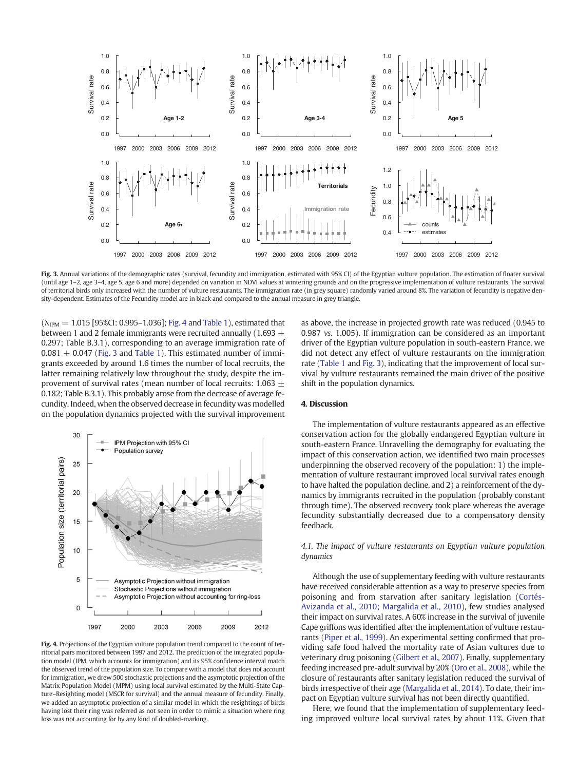Fig. 3. Annual variations of the demographic rates (survival, fecundity and immigration, estimated with 95% CI) of the Egyptian vulture population. The estimation of floater survival (until age 1–2, age 3–4, age 5, age 6 and more) depended on variation in NDVI values at wintering grounds and on the progressive implementation of vulture restaurants. The survival of territorial birds only increased with the number of vulture restaurants. The immigration rate (in grey square) randomly varied around 8%. The variation of fecundity is negative density-dependent. Estimates of the Fecundity model are in black and compared to the annual measure in grey triangle.

($\lambda_{IPM} = 1.015$ [95%CI: 0.995–1.036]; Fig. 4 and Table 1), estimated that between 1 and 2 female immigrants were recruited annually (1.693 ± 0.297; Table B.3.1), corresponding to an average immigration rate of 0.081 ± 0.047 (Fig. 3 and Table 1). This estimated number of immigrants exceeded by around 1.6 times the number of local recruits, the latter remaining relatively low throughout the study, despite the improvement of survival rates (mean number of local recruits: 1.063 ± 0.182; Table B.3.1). This probably arose from the decrease of average fecundity. Indeed, when the observed decrease in fecundity was modelled on the population dynamics projected with the survival improvement as above, the increase in projected growth rate was reduced (0.945 to 0.987 *vs.* 1.005). If immigration can be considered as an important driver of the Egyptian vulture population in south-eastern France, we did not detect any effect of vulture restaurants on the immigration rate (Table 1 and Fig. 3), indicating that the improvement of local survival by vulture restaurants remained the main driver of the positive shift in the population dynamics.

Fig. 4. Projections of the Egyptian vulture population trend compared to the count of territorial pairs monitored between 1997 and 2012. The prediction of the integrated population model (IPM, which accounts for immigration) and its 95% confidence interval match the observed trend of the population size. To compare with a model that does not account for immigration, we drew 500 stochastic projections and the asymptotic projection of the Matrix Population Model (MPM) using local survival estimated by the Multi-State Capture–Resighting model (MSCR for survival) and the annual measure of fecundity. Finally, we added an asymptotic projection of a similar model in which the resightings of birds having lost their ring was referred as not seen in order to mimic a situation where ring loss was not accounting for by any kind of doubled-marking.

## 4. Discussion

The implementation of vulture restaurants appeared as an effective conservation action for the globally endangered Egyptian vulture in south-eastern France. Unravelling the demography for evaluating the impact of this conservation action, we identified two main processes underpinning the observed recovery of the population: 1) the implementation of vulture restaurant improved local survival rates enough to have halted the population decline, and 2) a reinforcement of the dynamics by immigrants recruited in the population (probably constant through time). The observed recovery took place whereas the average fecundity substantially decreased due to a compensatory density feedback.

### *4.1. The impact of vulture restaurants on Egyptian vulture population dynamics*

Although the use of supplementary feeding with vulture restaurants have received considerable attention as a way to preserve species from poisoning and from starvation after sanitary legislation (Cortés-Avizanda et al., 2010; Margalida et al., 2010), few studies analysed their impact on survival rates. A 60% increase in the survival of juvenile Cape griffons was identified after the implementation of vulture restaurants (Piper et al., 1999). An experimental setting confirmed that providing safe food halved the mortality rate of Asian vultures due to veterinary drug poisoning (Gilbert et al., 2007). Finally, supplementary feeding increased pre-adult survival by 20% (Oro et al., 2008), while the closure of restaurants after sanitary legislation reduced the survival of birds irrespective of their age (Margalida et al., 2014). To date, their impact on Egyptian vulture survival has not been directly quantified.

Here, we found that the implementation of supplementary feeding improved vulture local survival rates by about 11%. Given that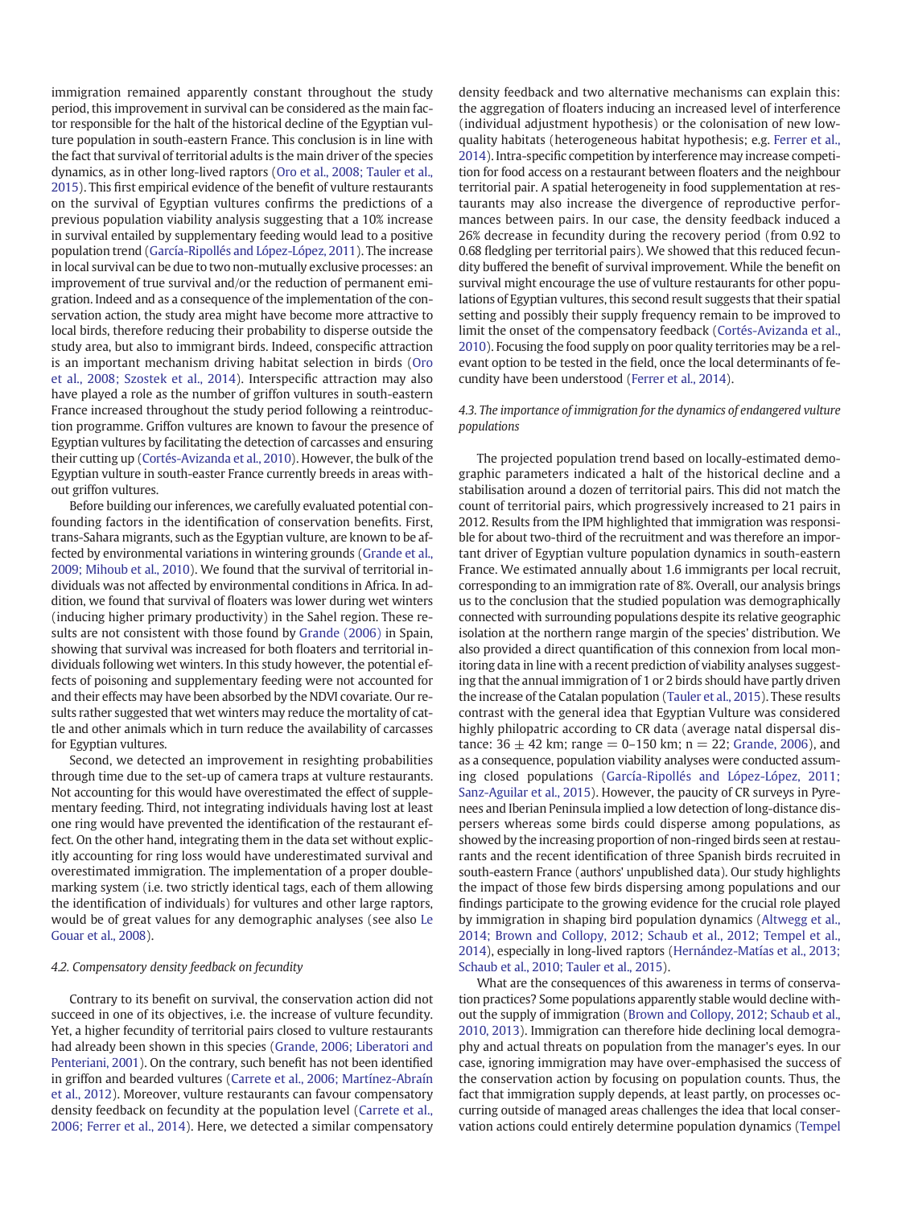immigration remained apparently constant throughout the study period, this improvement in survival can be considered as the main factor responsible for the halt of the historical decline of the Egyptian vulture population in south-eastern France. This conclusion is in line with the fact that survival of territorial adults is the main driver of the species dynamics, as in other long-lived raptors (Oro et al., 2008; Tauler et al., 2015). This first empirical evidence of the benefit of vulture restaurants on the survival of Egyptian vultures confirms the predictions of a previous population viability analysis suggesting that a 10% increase in survival entailed by supplementary feeding would lead to a positive population trend (García-Ripollés and López-López, 2011). The increase in local survival can be due to two non-mutually exclusive processes: an improvement of true survival and/or the reduction of permanent emigration. Indeed and as a consequence of the implementation of the conservation action, the study area might have become more attractive to local birds, therefore reducing their probability to disperse outside the study area, but also to immigrant birds. Indeed, conspecific attraction is an important mechanism driving habitat selection in birds (Oro et al., 2008; Szostek et al., 2014). Interspecific attraction may also have played a role as the number of griffon vultures in south-eastern France increased throughout the study period following a reintroduction programme. Griffon vultures are known to favour the presence of Egyptian vultures by facilitating the detection of carcasses and ensuring their cutting up (Cortés-Avizanda et al., 2010). However, the bulk of the Egyptian vulture in south-easter France currently breeds in areas without griffon vultures.

Before building our inferences, we carefully evaluated potential confounding factors in the identification of conservation benefits. First, trans-Sahara migrants, such as the Egyptian vulture, are known to be affected by environmental variations in wintering grounds (Grande et al., 2009; Mihoub et al., 2010). We found that the survival of territorial individuals was not affected by environmental conditions in Africa. In addition, we found that survival of floaters was lower during wet winters (inducing higher primary productivity) in the Sahel region. These results are not consistent with those found by Grande (2006) in Spain, showing that survival was increased for both floaters and territorial individuals following wet winters. In this study however, the potential effects of poisoning and supplementary feeding were not accounted for and their effects may have been absorbed by the NDVI covariate. Our results rather suggested that wet winters may reduce the mortality of cattle and other animals which in turn reduce the availability of carcasses for Egyptian vultures.

Second, we detected an improvement in resighting probabilities through time due to the set-up of camera traps at vulture restaurants. Not accounting for this would have overestimated the effect of supplementary feeding. Third, not integrating individuals having lost at least one ring would have prevented the identification of the restaurant effect. On the other hand, integrating them in the data set without explicitly accounting for ring loss would have underestimated survival and overestimated immigration. The implementation of a proper double-marking system (i.e. two strictly identical tags, each of them allowing the identification of individuals) for vultures and other large raptors, would be of great values for any demographic analyses (see also Le Gouar et al., 2008).

### 4.2. Compensatory density feedback on fecundity

Contrary to its benefit on survival, the conservation action did not succeed in one of its objectives, i.e. the increase of vulture fecundity. Yet, a higher fecundity of territorial pairs closed to vulture restaurants had already been shown in this species (Grande, 2006; Liberatori and Penteriani, 2001). On the contrary, such benefit has not been identified in griffon and bearded vultures (Carrete et al., 2006; Martínez-Abraín et al., 2012). Moreover, vulture restaurants can favour compensatory density feedback on fecundity at the population level (Carrete et al., 2006; Ferrer et al., 2014). Here, we detected a similar compensatory density feedback and two alternative mechanisms can explain this: the aggregation of floaters inducing an increased level of interference (individual adjustment hypothesis) or the colonisation of new low-quality habitats (heterogeneous habitat hypothesis; e.g. Ferrer et al., 2014). Intra-specific competition by interference may increase competition for food access on a restaurant between floaters and the neighbour territorial pair. A spatial heterogeneity in food supplementation at restaurants may also increase the divergence of reproductive performances between pairs. In our case, the density feedback induced a 26% decrease in fecundity during the recovery period (from 0.92 to 0.68 fledgling per territorial pairs). We showed that this reduced fecundity buffered the benefit of survival improvement. While the benefit on survival might encourage the use of vulture restaurants for other populations of Egyptian vultures, this second result suggests that their spatial setting and possibly their supply frequency remain to be improved to limit the onset of the compensatory feedback (Cortés-Avizanda et al., 2010). Focusing the food supply on poor quality territories may be a relevant option to be tested in the field, once the local determinants of fecundity have been understood (Ferrer et al., 2014).

### 4.3. The importance of immigration for the dynamics of endangered vulture populations

The projected population trend based on locally-estimated demographic parameters indicated a halt of the historical decline and a stabilisation around a dozen of territorial pairs. This did not match the count of territorial pairs, which progressively increased to 21 pairs in 2012. Results from the IPM highlighted that immigration was responsible for about two-third of the recruitment and was therefore an important driver of Egyptian vulture population dynamics in south-eastern France. We estimated annually about 1.6 immigrants per local recruit, corresponding to an immigration rate of 8%. Overall, our analysis brings us to the conclusion that the studied population was demographically connected with surrounding populations despite its relative geographic isolation at the northern range margin of the species' distribution. We also provided a direct quantification of this connexion from local monitoring data in line with a recent prediction of viability analyses suggesting that the annual immigration of 1 or 2 birds should have partly driven the increase of the Catalan population (Tauler et al., 2015). These results contrast with the general idea that Egyptian Vulture was considered highly philopatric according to CR data (average natal dispersal distance: 36 ± 42 km; range = 0–150 km; n = 22; Grande, 2006), and as a consequence, population viability analyses were conducted assuming closed populations (García-Ripollés and López-López, 2011; Sanz-Aguilar et al., 2015). However, the paucity of CR surveys in Pyrenees and Iberian Peninsula implied a low detection of long-distance dispersers whereas some birds could disperse among populations, as showed by the increasing proportion of non-ringed birds seen at restaurants and the recent identification of three Spanish birds recruited in south-eastern France (authors' unpublished data). Our study highlights the impact of those few birds dispersing among populations and our findings participate to the growing evidence for the crucial role played by immigration in shaping bird population dynamics (Altwegg et al., 2014; Brown and Collopy, 2012; Schaub et al., 2012; Tempel et al., 2014), especially in long-lived raptors (Hernández-Matías et al., 2013; Schaub et al., 2010; Tauler et al., 2015).

What are the consequences of this awareness in terms of conservation practices? Some populations apparently stable would decline without the supply of immigration (Brown and Collopy, 2012; Schaub et al., 2010, 2013). Immigration can therefore hide declining local demography and actual threats on population from the manager's eyes. In our case, ignoring immigration may have over-emphasised the success of the conservation action by focusing on population counts. Thus, the fact that immigration supply depends, at least partly, on processes occurring outside of managed areas challenges the idea that local conservation actions could entirely determine population dynamics (Tempel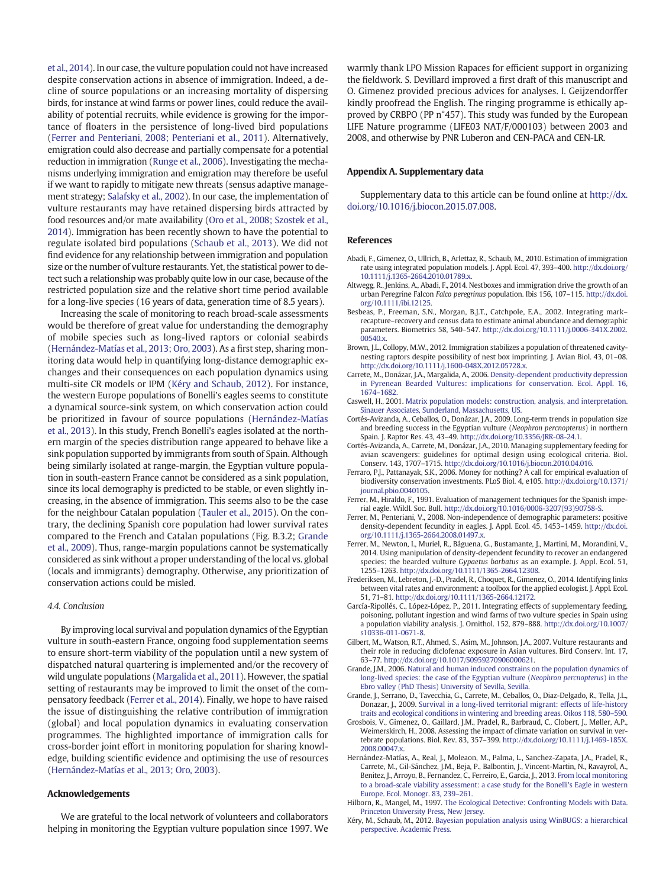et al., 2014). In our case, the vulture population could not have increased despite conservation actions in absence of immigration. Indeed, a decline of source populations or an increasing mortality of dispersing birds, for instance at wind farms or power lines, could reduce the availability of potential recruits, while evidence is growing for the importance of floaters in the persistence of long-lived bird populations (Ferrer and Penteriani, 2008; Penteriani et al., 2011). Alternatively, emigration could also decrease and partially compensate for a potential reduction in immigration (Runge et al., 2006). Investigating the mechanisms underlying immigration and emigration may therefore be useful if we want to rapidly to mitigate new threats (sensus adaptive management strategy; Salafsky et al., 2002). In our case, the implementation of vulture restaurants may have retained dispersing birds attracted by food resources and/or mate availability (Oro et al., 2008; Szostek et al., 2014). Immigration has been recently shown to have the potential to regulate isolated bird populations (Schaub et al., 2013). We did not find evidence for any relationship between immigration and population size or the number of vulture restaurants. Yet, the statistical power to detect such a relationship was probably quite low in our case, because of the restricted population size and the relative short time period available for a long-live species (16 years of data, generation time of 8.5 years).

Increasing the scale of monitoring to reach broad-scale assessments would be therefore of great value for understanding the demography of mobile species such as long-lived raptors or colonial seabirds (Hernández-Matías et al., 2013; Oro, 2003). As a first step, sharing monitoring data would help in quantifying long-distance demographic exchanges and their consequences on each population dynamics using multi-site CR models or IPM (Kéry and Schaub, 2012). For instance, the western Europe populations of Bonelli's eagles seems to constitute a dynamical source-sink system, on which conservation action could be prioritized in favour of source populations (Hernández-Matías et al., 2013). In this study, French Bonelli's eagles isolated at the northern margin of the species distribution range appeared to behave like a sink population supported by immigrants from south of Spain. Although being similarly isolated at range-margin, the Egyptian vulture population in south-eastern France cannot be considered as a sink population, since its local demography is predicted to be stable, or even slightly increasing, in the absence of immigration. This seems also to be the case for the neighbour Catalan population (Tauler et al., 2015). On the contrary, the declining Spanish core population had lower survival rates compared to the French and Catalan populations (Fig. B.3.2; Grande et al., 2009). Thus, range-margin populations cannot be systematically considered as sink without a proper understanding of the local vs. global (locals and immigrants) demography. Otherwise, any prioritization of conservation actions could be misled.

### 4.4. Conclusion

By improving local survival and population dynamics of the Egyptian vulture in south-eastern France, ongoing food supplementation seems to ensure short-term viability of the population until a new system of dispatched natural quartering is implemented and/or the recovery of wild ungulate populations (Margalida et al., 2011). However, the spatial setting of restaurants may be improved to limit the onset of the compensatory feedback (Ferrer et al., 2014). Finally, we hope to have raised the issue of distinguishing the relative contribution of immigration (global) and local population dynamics in evaluating conservation programmes. The highlighted importance of immigration calls for cross-border joint effort in monitoring population for sharing knowledge, building scientific evidence and optimising the use of resources (Hernández-Matías et al., 2013; Oro, 2003).

## Acknowledgements

We are grateful to the local network of volunteers and collaborators helping in monitoring the Egyptian vulture population since 1997. We warmly thank LPO Mission Rapaces for efficient support in organizing the fieldwork. S. Devillard improved a first draft of this manuscript and O. Gimenez provided precious advices for analyses. I. Geijzendorffer kindly proofread the English. The ringing programme is ethically approved by CRBPO (PP n°457). This study was funded by the European LIFE Nature programme (LIFE03 NAT/F/000103) between 2003 and 2008, and otherwise by PNR Luberon and CEN-PACA and CEN-LR.

## Appendix A. Supplementary data

Supplementary data to this article can be found online at http://dx.doi.org/10.1016/j.biocon.2015.07.008.

## References

- Abadi, F., Gimenez, O., Ullrich, B., Arlettaz, R., Schaub, M., 2010. Estimation of immigration rate using integrated population models. J. Appl. Ecol. 47, 393–400. http://dx.doi.org/10.1111/j.1365-2664.2010.01789.x.
- Altwegg, R., Jenkins, A., Abadi, F., 2014. Nestboxes and immigration drive the growth of an urban Peregrine Falcon *Falco peregrinus* population. Ibis 156, 107–115. http://dx.doi.org/10.1111/ibi.12125.
- Besbeas, P., Freeman, S.N., Morgan, B.J.T., Catchpole, E.A., 2002. Integrating mark–recapture–recovery and census data to estimate animal abundance and demographic parameters. Biometrics 58, 540–547. http://dx.doi.org/10.1111/j.0006-341X.2002.00540.x.
- Brown, J.L., Collopy, M.W., 2012. Immigration stabilizes a population of threatened cavity-nesting raptors despite possibility of nest box imprinting. J. Avian Biol. 43, 01–08. http://dx.doi.org/10.1111/j.1600-048X.2012.05728.x.
- Carrete, M., Donázar, J.A., Margalida, A., 2006. Density-dependent productivity depression in Pyrenean Bearded Vultures: implications for conservation. Ecol. Appl. 16, 1674–1682.
- Caswell, H., 2001. Matrix population models: construction, analysis, and interpretation. Sinauer Associates, Sunderland, Massachusetts, US.
- Cortés-Avizanda, A., Ceballos, O., Donázar, J.A., 2009. Long-term trends in population size and breeding success in the Egyptian vulture (*Neophron percnopterus*) in northern Spain. J. Raptor Res. 43, 43–49. http://dx.doi.org/10.3356/JRR-08-24.1.
- Cortés-Avizanda, A., Carrete, M., Donázar, J.A., 2010. Managing supplementary feeding for avian scavengers: guidelines for optimal design using ecological criteria. Biol. Conserv. 143, 1707–1715. http://dx.doi.org/10.1016/j.biocon.2010.04.016.
- Ferraro, P.J., Pattanayak, S.K., 2006. Money for nothing? A call for empirical evaluation of biodiversity conservation investments. PLoS Biol. 4, e105. http://dx.doi.org/10.1371/journal.pbio.0040105.
- Ferrer, M., Hiraldo, F., 1991. Evaluation of management techniques for the Spanish imperial eagle. Wildl. Soc. Bull. http://dx.doi.org/10.1016/0006-3207(93)90758-S.
- Ferrer, M., Penteriani, V., 2008. Non-independence of demographic parameters: positive density-dependent fecundity in eagles. J. Appl. Ecol. 45, 1453–1459. http://dx.doi.org/10.1111/j.1365-2664.2008.01497.x.
- Ferrer, M., Newton, I., Muriel, R., Báguena, G., Bustamante, J., Martini, M., Morandini, V., 2014. Using manipulation of density-dependent fecundity to recover an endangered species: the bearded vulture *Gypaetus barbatus* as an example. J. Appl. Ecol. 51, 1255–1263. http://dx.doi.org/10.1111/1365-2664.12308.
- Frederiksen, M., Lebreton, J.-D., Pradel, R., Choquet, R., Gimenez, O., 2014. Identifying links between vital rates and environment: a toolbox for the applied ecologist. J. Appl. Ecol. 51, 71–81. http://dx.doi.org/10.1111/1365-2664.12172.
- García-Ripollés, C., López-López, P., 2011. Integrating effects of supplementary feeding, poisoning, pollutant ingestion and wind farms of two vulture species in Spain using a population viability analysis. J. Ornithol. 152, 879–888. http://dx.doi.org/10.1007/s10336-011-0671-8.
- Gilbert, M., Watson, R.T., Ahmed, S., Asim, M., Johnson, J.A., 2007. Vulture restaurants and their role in reducing diclofenac exposure in Asian vultures. Bird Conserv. Int. 17, 63–77. http://dx.doi.org/10.1017/S0959270906000621.
- Grande, J.M., 2006. Natural and human induced constrains on the population dynamics of long-lived species: the case of the Egyptian vulture (*Neophron percnopterus*) in the Ebro valley (PhD Thesis) University of Sevilla, Sevilla.
- Grande, J.M., Serrano, D., Tavecchia, G., Carrete, M., Ceballos, O., Diaz-Delgado, R., Tella, J.L., Donazar, J., 2009. Survival in a long-lived territorial migrant: effects of life-history traits and ecological conditions in wintering and breeding areas. Oikos 118, 580–590.
- Grosbois, V., Gimenez, O., Gaillard, J.M., Pradel, R., Barbraud, C., Clobert, J., Møller, A.P., Weimerskirch, H., 2008. Assessing the impact of climate variation on survival in vertebrate populations. Biol. Rev. 83, 357–399. http://dx.doi.org/10.1111/j.1469-185X.2008.00047.x.
- Hernández-Matías, A., Real, J., Moleaon, M., Palma, L., Sanchez-Zapata, J.A., Pradel, R., Carrete, M., Gil-Sánchez, J.M., Beja, P., Balbontin, J., Vincent-Martin, N., Ravayrol, A., Benitez, J., Arroyo, B., Fernandez, C., Ferreiro, E., Garcia, J., 2013. From local monitoring to a broad-scale viability assessment: a case study for the Bonelli's Eagle in western Europe. Ecol. Monogr. 83, 239–261.
- Hilborn, R., Mangel, M., 1997. The Ecological Detective: Confronting Models with Data. Princeton University Press, New Jersey.
- Kéry, M., Schaub, M., 2012. Bayesian population analysis using WinBUGS: a hierarchical perspective. Academic Press.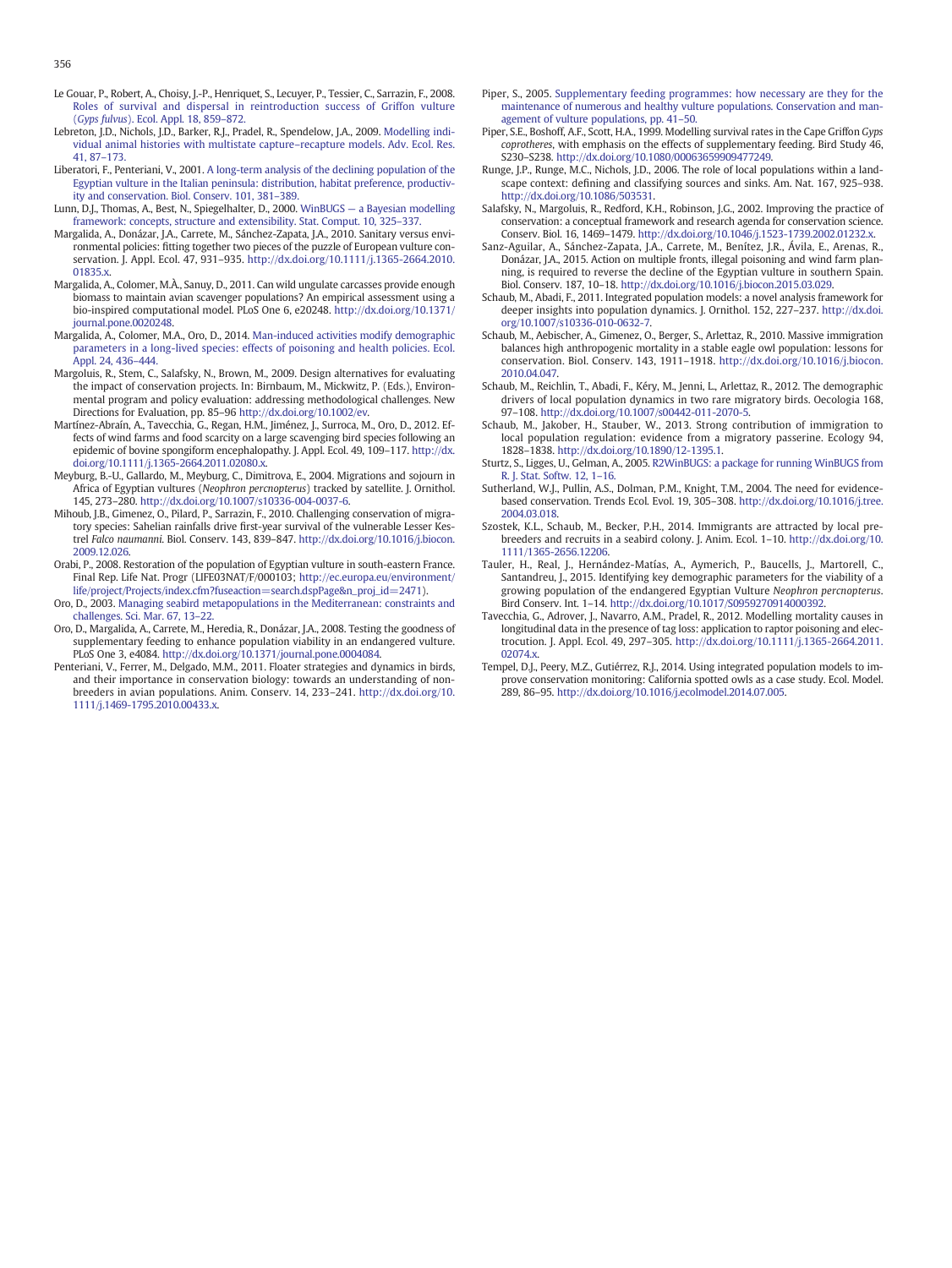Le Gouar, P., Robert, A., Choisy, J.-P., Henriquet, S., Lecuyer, P., Tessier, C., Sarrazin, F., 2008. Roles of survival and dispersal in reintroduction success of Griffon vulture (*Gyps fulvus*). Ecol. Appl. 18, 859–872.

Lebreton, J.D., Nichols, J.D., Barker, R.J., Pradel, R., Spendelow, J.A., 2009. Modelling individual animal histories with multistate capture–recapture models. Adv. Ecol. Res. 41, 87–173.

Liberatori, F., Penteriani, V., 2001. A long-term analysis of the declining population of the Egyptian vulture in the Italian peninsula: distribution, habitat preference, productivity and conservation. Biol. Conserv. 101, 381–389.

Lunn, D.J., Thomas, A., Best, N., Spiegelhalter, D., 2000. WinBUGS — a Bayesian modelling framework: concepts, structure and extensibility. Stat. Comput. 10, 325–337.

Margalida, A., Donázar, J.A., Carrete, M., Sánchez-Zapata, J.A., 2010. Sanitary versus environmental policies: fitting together two pieces of the puzzle of European vulture conservation. J. Appl. Ecol. 47, 931–935. http://dx.doi.org/10.1111/j.1365-2664.2010.01835.x.

Margalida, A., Colomer, M.À., Sanuy, D., 2011. Can wild ungulate carcasses provide enough biomass to maintain avian scavenger populations? An empirical assessment using a bio-inspired computational model. PLoS One 6, e20248. http://dx.doi.org/10.1371/journal.pone.0020248.

Margalida, A., Colomer, M.A., Oro, D., 2014. Man-induced activities modify demographic parameters in a long-lived species: effects of poisoning and health policies. Ecol. Appl. 24, 436–444.

Margoluis, R., Stem, C., Salafsky, N., Brown, M., 2009. Design alternatives for evaluating the impact of conservation projects. In: Birnbaum, M., Mickwitz, P. (Eds.), Environmental program and policy evaluation: addressing methodological challenges. New Directions for Evaluation, pp. 85–96 http://dx.doi.org/10.1002/ev.

Martínez-Abraín, A., Tavecchia, G., Regan, H.M., Jiménez, J., Surroca, M., Oro, D., 2012. Effects of wind farms and food scarcity on a large scavenging bird species following an epidemic of bovine spongiform encephalopathy. J. Appl. Ecol. 49, 109–117. http://dx.doi.org/10.1111/j.1365-2664.2011.02080.x.

Meyburg, B.-U., Gallardo, M., Meyburg, C., Dimitrova, E., 2004. Migrations and sojourn in Africa of Egyptian vultures (*Neophron percnopterus*) tracked by satellite. J. Ornithol. 145, 273–280. http://dx.doi.org/10.1007/s10336-004-0037-6.

Mihoub, J.B., Gimenez, O., Pilard, P., Sarrazin, F., 2010. Challenging conservation of migratory species: Sahelian rainfalls drive first-year survival of the vulnerable Lesser Kestrel *Falco naumanni*. Biol. Conserv. 143, 839–847. http://dx.doi.org/10.1016/j.biocon.2009.12.026.

Orabi, P., 2008. Restoration of the population of Egyptian vulture in south-eastern France. Final Rep. Life Nat. Progr (LIFE03NAT/F/000103; http://ec.europa.eu/environment/life/project/Projects/index.cfm?fuseaction=search.dspPage&n_proj_id=2471).

Oro, D., 2003. Managing seabird metapopulations in the Mediterranean: constraints and challenges. Sci. Mar. 67, 13–22.

Oro, D., Margalida, A., Carrete, M., Heredia, R., Donázar, J.A., 2008. Testing the goodness of supplementary feeding to enhance population viability in an endangered vulture. PLoS One 3, e4084. http://dx.doi.org/10.1371/journal.pone.0004084.

Penteriani, V., Ferrer, M., Delgado, M.M., 2011. Floater strategies and dynamics in birds, and their importance in conservation biology: towards an understanding of nonbreeders in avian populations. Anim. Conserv. 14, 233–241. http://dx.doi.org/10.1111/j.1469-1795.2010.00433.x.

Piper, S., 2005. Supplementary feeding programmes: how necessary are they for the maintenance of numerous and healthy vulture populations. Conservation and management of vulture populations, pp. 41–50.

Piper, S.E., Boshoff, A.F., Scott, H.A., 1999. Modelling survival rates in the Cape Griffon *Gyps coprotheres*, with emphasis on the effects of supplementary feeding. Bird Study 46, S230–S238. http://dx.doi.org/10.1080/00063659909477249.

Runge, J.P., Runge, M.C., Nichols, J.D., 2006. The role of local populations within a landscape context: defining and classifying sources and sinks. Am. Nat. 167, 925–938. http://dx.doi.org/10.1086/503531.

Salafsky, N., Margoluis, R., Redford, K.H., Robinson, J.G., 2002. Improving the practice of conservation: a conceptual framework and research agenda for conservation science. Conserv. Biol. 16, 1469–1479. http://dx.doi.org/10.1046/j.1523-1739.2002.01232.x.

Sanz-Aguilar, A., Sánchez-Zapata, J.A., Carrete, M., Benítez, J.R., Ávila, E., Arenas, R., Donázar, J.A., 2015. Action on multiple fronts, illegal poisoning and wind farm planning, is required to reverse the decline of the Egyptian vulture in southern Spain. Biol. Conserv. 187, 10–18. http://dx.doi.org/10.1016/j.biocon.2015.03.029.

Schaub, M., Abadi, F., 2011. Integrated population models: a novel analysis framework for deeper insights into population dynamics. J. Ornithol. 152, 227–237. http://dx.doi.org/10.1007/s10336-010-0632-7.

Schaub, M., Aebischer, A., Gimenez, O., Berger, S., Arlettaz, R., 2010. Massive immigration balances high anthropogenic mortality in a stable eagle owl population: lessons for conservation. Biol. Conserv. 143, 1911–1918. http://dx.doi.org/10.1016/j.biocon.2010.04.047.

Schaub, M., Reichlin, T., Abadi, F., Kéry, M., Jenni, L., Arlettaz, R., 2012. The demographic drivers of local population dynamics in two rare migratory birds. Oecologia 168, 97–108. http://dx.doi.org/10.1007/s00442-011-2070-5.

Schaub, M., Jakober, H., Stauber, W., 2013. Strong contribution of immigration to local population regulation: evidence from a migratory passerine. Ecology 94, 1828–1838. http://dx.doi.org/10.1890/12-1395.1.

Sturtz, S., Ligges, U., Gelman, A., 2005. R2WinBUGS: a package for running WinBUGS from R. J. Stat. Softw. 12, 1–16.

Sutherland, W.J., Pullin, A.S., Dolman, P.M., Knight, T.M., 2004. The need for evidence-based conservation. Trends Ecol. Evol. 19, 305–308. http://dx.doi.org/10.1016/j.tree.2004.03.018.

Szostek, K.L., Schaub, M., Becker, P.H., 2014. Immigrants are attracted by local pre-breeders and recruits in a seabird colony. J. Anim. Ecol. 1–10. http://dx.doi.org/10.1111/1365-2656.12206.

Tauler, H., Real, J., Hernández-Matías, A., Aymerich, P., Baucells, J., Martorell, C., Santandreu, J., 2015. Identifying key demographic parameters for the viability of a growing population of the endangered Egyptian Vulture *Neophron percnopterus*. Bird Conserv. Int. 1–14. http://dx.doi.org/10.1017/S0959270914000392.

Tavecchia, G., Adrover, J., Navarro, A.M., Pradel, R., 2012. Modelling mortality causes in longitudinal data in the presence of tag loss: application to raptor poisoning and electrocution. J. Appl. Ecol. 49, 297–305. http://dx.doi.org/10.1111/j.1365-2664.2011.02074.x.

Tempel, D.J., Peery, M.Z., Gutiérrez, R.J., 2014. Using integrated population models to improve conservation monitoring: California spotted owls as a case study. Ecol. Model. 289, 86–95. http://dx.doi.org/10.1016/j.ecolmodel.2014.07.005.